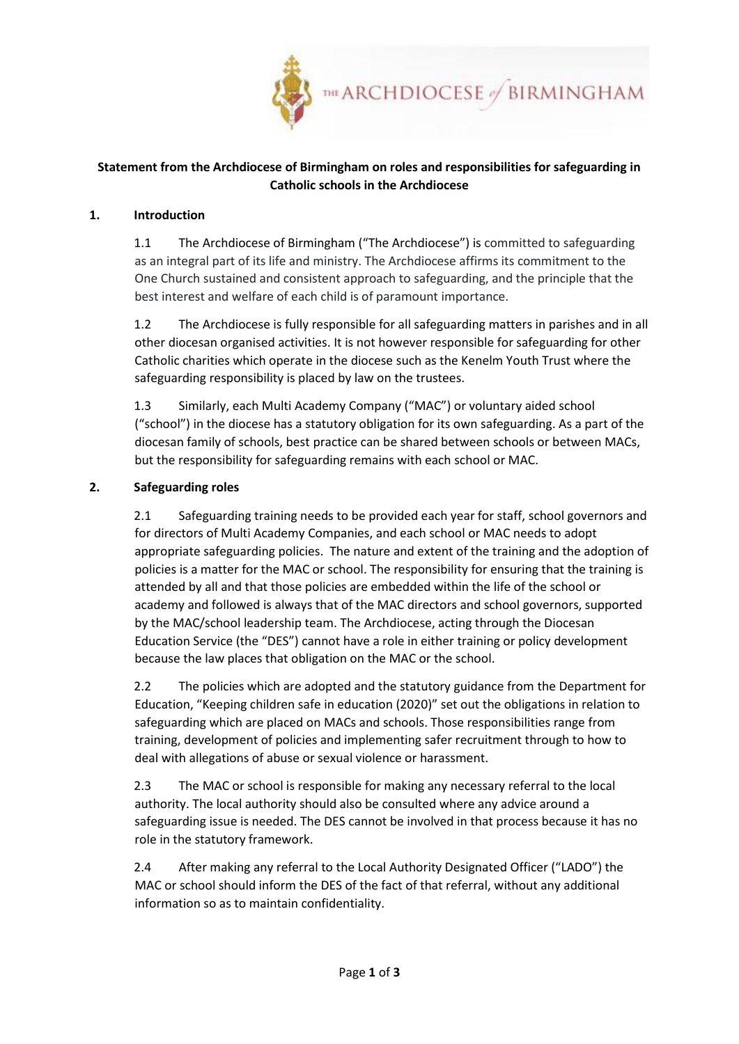THE ARCHDIOCESE of BIRMINGHAM

**Statement from the Archdiocese of Birmingham on roles and responsibilities for safeguarding in Catholic schools in the Archdiocese**

## 1. Introduction

1.1 The Archdiocese of Birmingham ("The Archdiocese") is committed to safeguarding as an integral part of its life and ministry. The Archdiocese affirms its commitment to the One Church sustained and consistent approach to safeguarding, and the principle that the best interest and welfare of each child is of paramount importance.

1.2 The Archdiocese is fully responsible for all safeguarding matters in parishes and in all other diocesan organised activities. It is not however responsible for safeguarding for other Catholic charities which operate in the diocese such as the Kenelm Youth Trust where the safeguarding responsibility is placed by law on the trustees.

1.3 Similarly, each Multi Academy Company ("MAC") or voluntary aided school ("school") in the diocese has a statutory obligation for its own safeguarding. As a part of the diocesan family of schools, best practice can be shared between schools or between MACs, but the responsibility for safeguarding remains with each school or MAC.

## 2. Safeguarding roles

2.1 Safeguarding training needs to be provided each year for staff, school governors and for directors of Multi Academy Companies, and each school or MAC needs to adopt appropriate safeguarding policies. The nature and extent of the training and the adoption of policies is a matter for the MAC or school. The responsibility for ensuring that the training is attended by all and that those policies are embedded within the life of the school or academy and followed is always that of the MAC directors and school governors, supported by the MAC/school leadership team. The Archdiocese, acting through the Diocesan Education Service (the "DES") cannot have a role in either training or policy development because the law places that obligation on the MAC or the school.

2.2 The policies which are adopted and the statutory guidance from the Department for Education, "Keeping children safe in education (2020)" set out the obligations in relation to safeguarding which are placed on MACs and schools. Those responsibilities range from training, development of policies and implementing safer recruitment through to how to deal with allegations of abuse or sexual violence or harassment.

2.3 The MAC or school is responsible for making any necessary referral to the local authority. The local authority should also be consulted where any advice around a safeguarding issue is needed. The DES cannot be involved in that process because it has no role in the statutory framework.

2.4 After making any referral to the Local Authority Designated Officer ("LADO") the MAC or school should inform the DES of the fact of that referral, without any additional information so as to maintain confidentiality.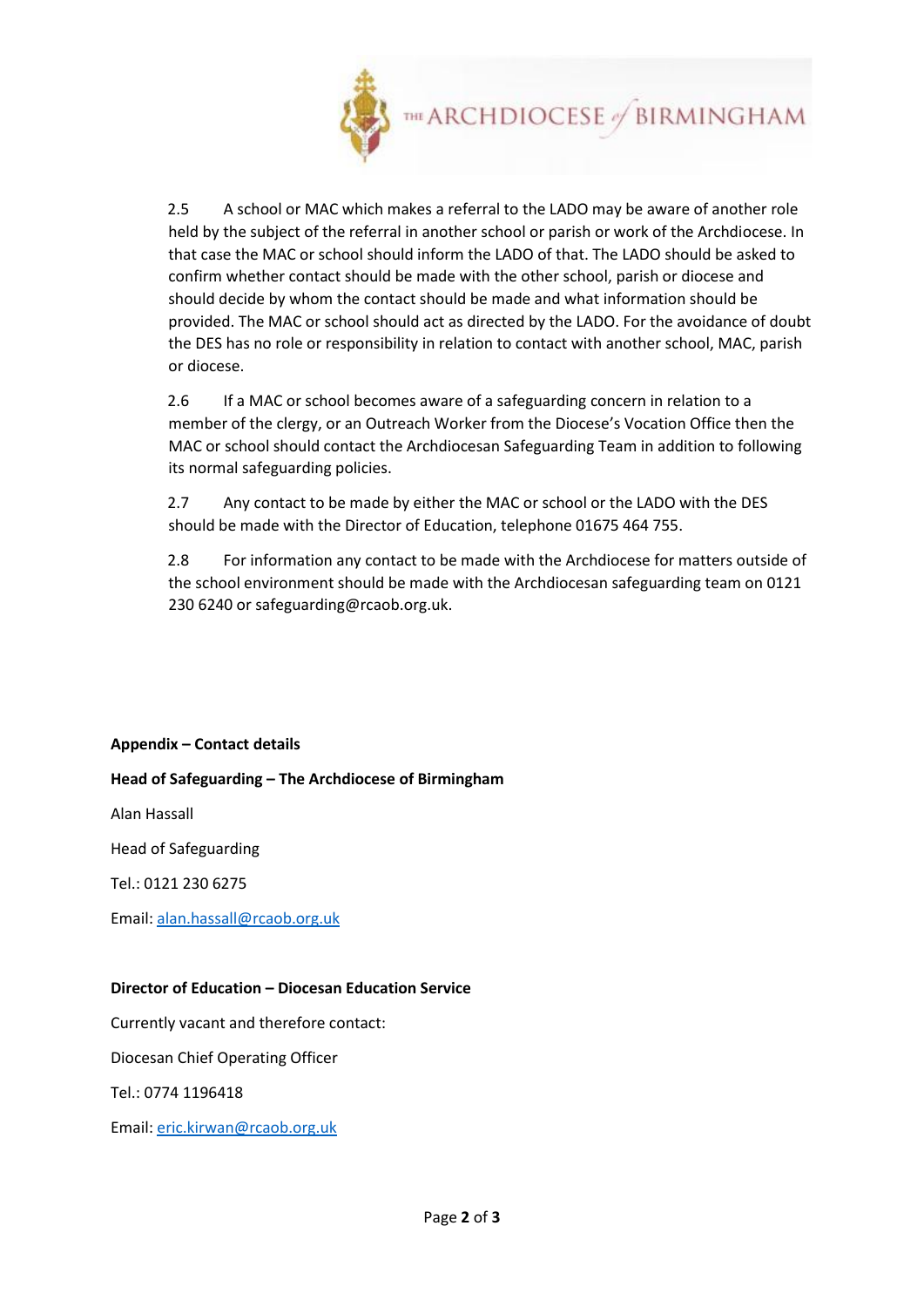2.5 A school or MAC which makes a referral to the LADO may be aware of another role held by the subject of the referral in another school or parish or work of the Archdiocese. In that case the MAC or school should inform the LADO of that. The LADO should be asked to confirm whether contact should be made with the other school, parish or diocese and should decide by whom the contact should be made and what information should be provided. The MAC or school should act as directed by the LADO. For the avoidance of doubt the DES has no role or responsibility in relation to contact with another school, MAC, parish or diocese.

2.6 If a MAC or school becomes aware of a safeguarding concern in relation to a member of the clergy, or an Outreach Worker from the Diocese's Vocation Office then the MAC or school should contact the Archdiocesan Safeguarding Team in addition to following its normal safeguarding policies.

2.7 Any contact to be made by either the MAC or school or the LADO with the DES should be made with the Director of Education, telephone 01675 464 755.

2.8 For information any contact to be made with the Archdiocese for matters outside of the school environment should be made with the Archdiocesan safeguarding team on 0121 230 6240 or safeguarding@rcaob.org.uk.

**Appendix – Contact details**

**Head of Safeguarding – The Archdiocese of Birmingham**

Alan Hassall

Head of Safeguarding

Tel.: 0121 230 6275

Email: alan.hassall@rcaob.org.uk

**Director of Education – Diocesan Education Service**

Currently vacant and therefore contact:

Diocesan Chief Operating Officer

Tel.: 0774 1196418

Email: eric.kirwan@rcaob.org.uk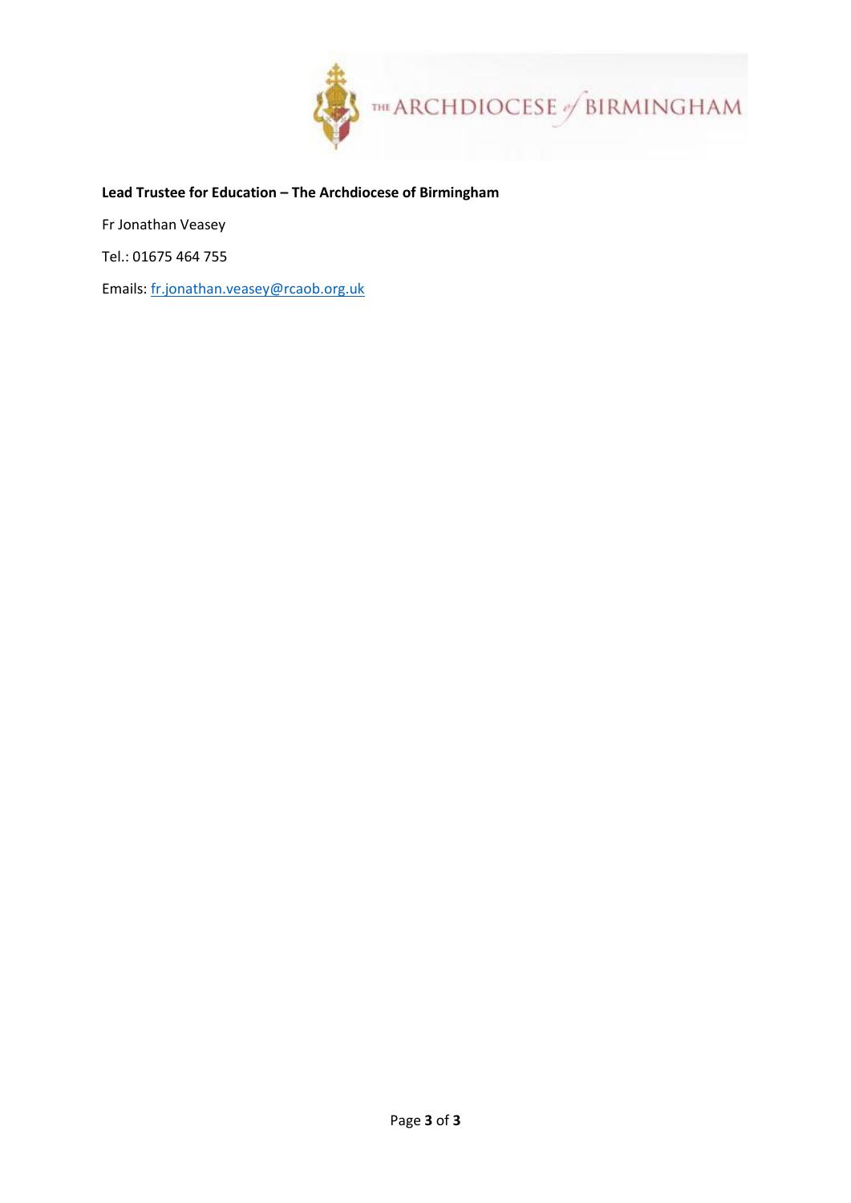**Lead Trustee for Education – The Archdiocese of Birmingham**

Fr Jonathan Veasey

Tel.: 01675 464 755

Emails: fr.jonathan.veasey@rcaob.org.uk